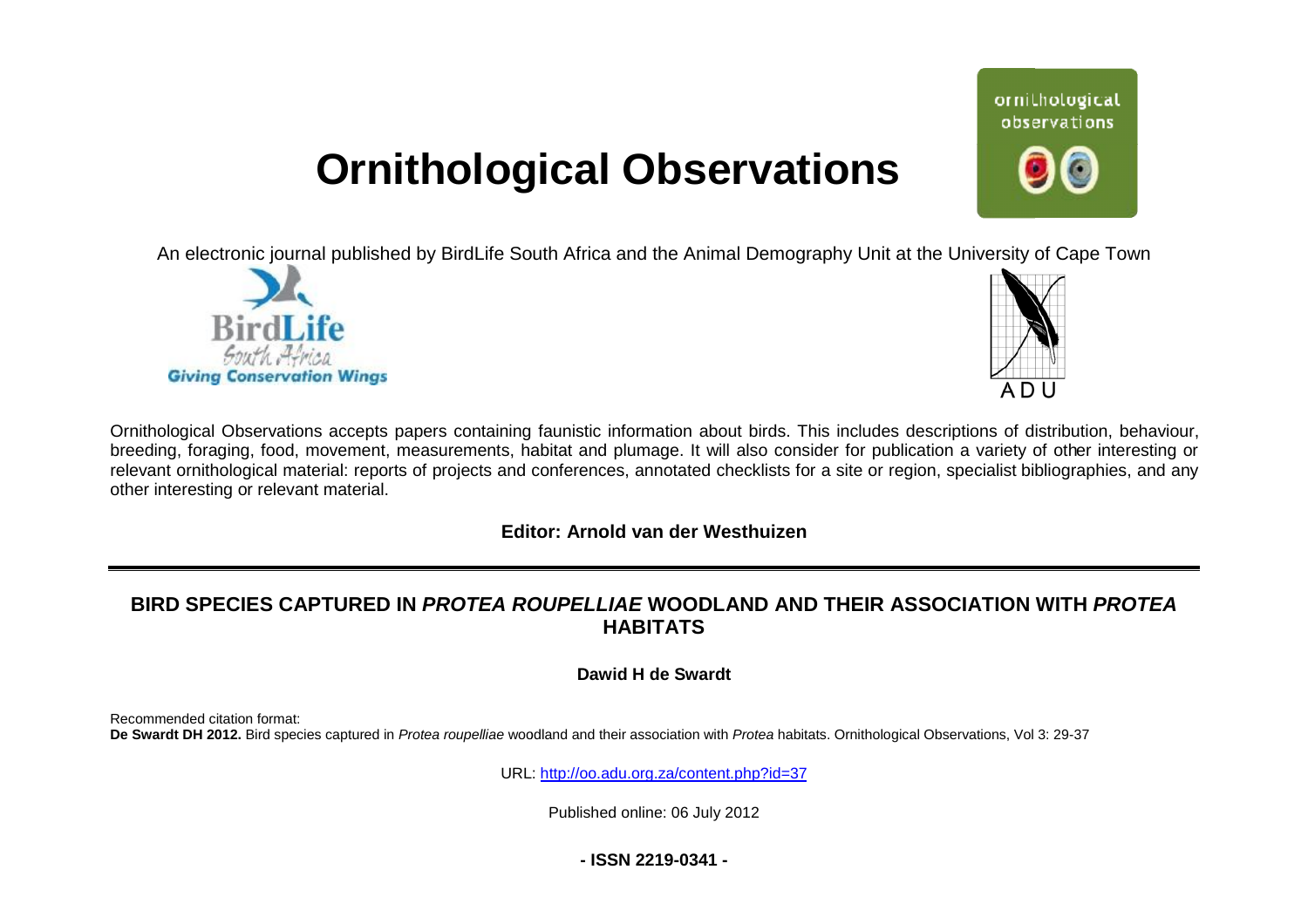# Ornithological Observations

An electronic journal published by BirdLife South Africa and the Animal Demography Unit at the University of Cape Town

Ornithological Observations accepts papers containing faunistic information about birds. This includes descriptions of distribution, behaviour, breeding, foraging, food, movement, measurements, habitat and plumage. It will also consider for publication a variety of other interesting or relevant ornithological material: reports of projects and conferences, annotated checklists for a site or region, specialist bibliographies, and any other interesting or relevant material.

**Editor: Arnold van der Westhuizen**

## BIRD SPECIES CAPTURED IN *PROTEA ROUPELLIAE* WOODLAND AND THEIR ASSOCIATION WITH *PROTEA* HABITATS

**Dawid H de Swardt**

Recommended citation format:
**De Swardt DH 2012.** Bird species captured in *Protea roupelliae* woodland and their association with *Protea* habitats. Ornithological Observations, Vol 3: 29-37

URL: http://oo.adu.org.za/content.php?id=37

Published online: 06 July 2012

**- ISSN 2219-0341 -**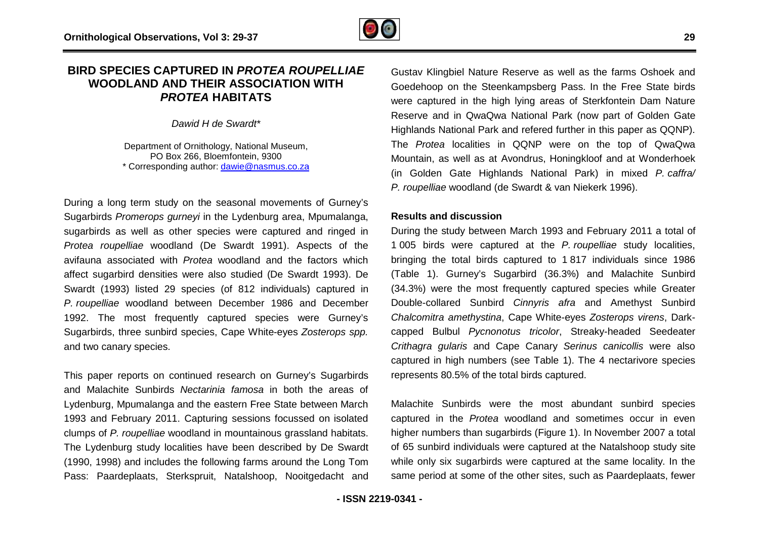# BIRD SPECIES CAPTURED IN *PROTEA ROUPELLIAE* WOODLAND AND THEIR ASSOCIATION WITH *PROTEA* HABITATS

*Dawid H de Swardt**

Department of Ornithology, National Museum,
PO Box 266, Bloemfontein, 9300
* Corresponding author: dawie@nasmus.co.za

During a long term study on the seasonal movements of Gurney's Sugarbirds *Promerops gurneyi* in the Lydenburg area, Mpumalanga, sugarbirds as well as other species were captured and ringed in *Protea roupelliae* woodland (De Swardt 1991). Aspects of the avifauna associated with *Protea* woodland and the factors which affect sugarbird densities were also studied (De Swardt 1993). De Swardt (1993) listed 29 species (of 812 individuals) captured in *P. roupelliae* woodland between December 1986 and December 1992. The most frequently captured species were Gurney's Sugarbirds, three sunbird species, Cape White-eyes *Zosterops spp.* and two canary species.

This paper reports on continued research on Gurney's Sugarbirds and Malachite Sunbirds *Nectarinia famosa* in both the areas of Lydenburg, Mpumalanga and the eastern Free State between March 1993 and February 2011. Capturing sessions focussed on isolated clumps of *P. roupelliae* woodland in mountainous grassland habitats. The Lydenburg study localities have been described by De Swardt (1990, 1998) and includes the following farms around the Long Tom Pass: Paardeplaats, Sterkspruit, Natalshoop, Nooitgedacht and Gustav Klingbiel Nature Reserve as well as the farms Oshoek and Goedehoop on the Steenkampsberg Pass. In the Free State birds were captured in the high lying areas of Sterkfontein Dam Nature Reserve and in QwaQwa National Park (now part of Golden Gate Highlands National Park and refered further in this paper as QQNP). The *Protea* localities in QQNP were on the top of QwaQwa Mountain, as well as at Avondrus, Honingkloof and at Wonderhoek (in Golden Gate Highlands National Park) in mixed *P. caffra/ P. roupelliae* woodland (de Swardt & van Niekerk 1996).

## Results and discussion

During the study between March 1993 and February 2011 a total of 1 005 birds were captured at the *P. roupelliae* study localities, bringing the total birds captured to 1 817 individuals since 1986 (Table 1). Gurney's Sugarbird (36.3%) and Malachite Sunbird (34.3%) were the most frequently captured species while Greater Double-collared Sunbird *Cinnyris afra* and Amethyst Sunbird *Chalcomitra amethystina*, Cape White-eyes *Zosterops virens*, Dark-capped Bulbul *Pycnonotus tricolor*, Streaky-headed Seedeater *Crithagra gularis* and Cape Canary *Serinus canicollis* were also captured in high numbers (see Table 1). The 4 nectarivore species represents 80.5% of the total birds captured.

Malachite Sunbirds were the most abundant sunbird species captured in the *Protea* woodland and sometimes occur in even higher numbers than sugarbirds (Figure 1). In November 2007 a total of 65 sunbird individuals were captured at the Natalshoop study site while only six sugarbirds were captured at the same locality. In the same period at some of the other sites, such as Paardeplaats, fewer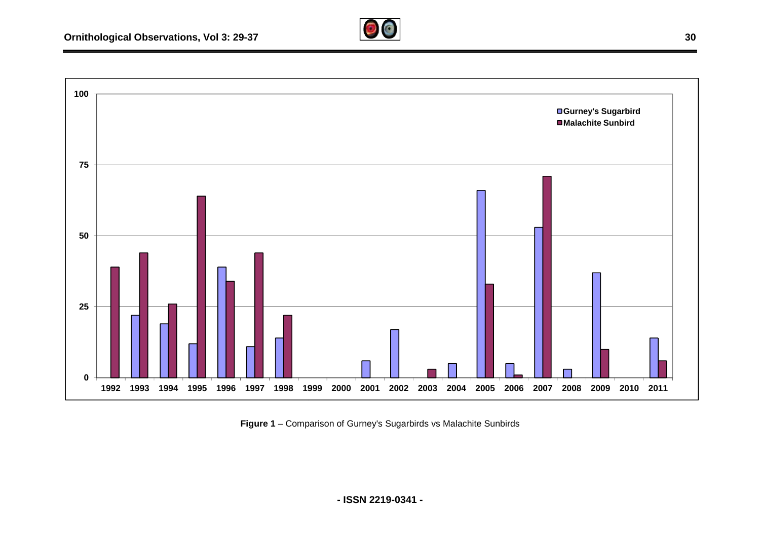**Figure 1** – Comparison of Gurney's Sugarbirds vs Malachite Sunbirds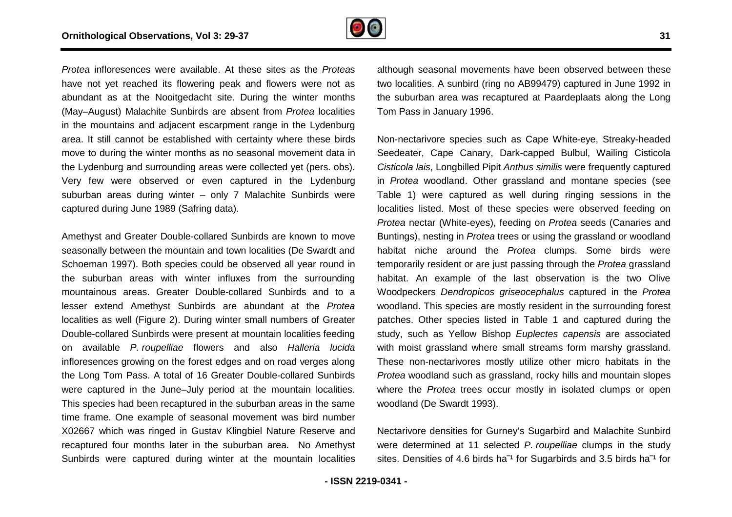*Protea* infloresences were available. At these sites as the *Protea*s have not yet reached its flowering peak and flowers were not as abundant as at the Nooitgedacht site. During the winter months (May–August) Malachite Sunbirds are absent from *Protea* localities in the mountains and adjacent escarpment range in the Lydenburg area. It still cannot be established with certainty where these birds move to during the winter months as no seasonal movement data in the Lydenburg and surrounding areas were collected yet (pers. obs). Very few were observed or even captured in the Lydenburg suburban areas during winter – only 7 Malachite Sunbirds were captured during June 1989 (Safring data).

Amethyst and Greater Double-collared Sunbirds are known to move seasonally between the mountain and town localities (De Swardt and Schoeman 1997). Both species could be observed all year round in the suburban areas with winter influxes from the surrounding mountainous areas. Greater Double-collared Sunbirds and to a lesser extend Amethyst Sunbirds are abundant at the *Protea* localities as well (Figure 2). During winter small numbers of Greater Double-collared Sunbirds were present at mountain localities feeding on available *P. roupelliae* flowers and also *Halleria lucida* inflorescences growing on the forest edges and on road verges along the Long Tom Pass. A total of 16 Greater Double-collared Sunbirds were captured in the June–July period at the mountain localities. This species had been recaptured in the suburban areas in the same time frame. One example of seasonal movement was bird number X02667 which was ringed in Gustav Klingbiel Nature Reserve and recaptured four months later in the suburban area. No Amethyst Sunbirds were captured during winter at the mountain localities although seasonal movements have been observed between these two localities. A sunbird (ring no AB99479) captured in June 1992 in the suburban area was recaptured at Paardeplaats along the Long Tom Pass in January 1996.

Non-nectarivore species such as Cape White-eye, Streaky-headed Seedeater, Cape Canary, Dark-capped Bulbul, Wailing Cisticola *Cisticola lais*, Longbilled Pipit *Anthus similis* were frequently captured in *Protea* woodland. Other grassland and montane species (see Table 1) were captured as well during ringing sessions in the localities listed. Most of these species were observed feeding on *Protea* nectar (White-eyes), feeding on *Protea* seeds (Canaries and Buntings), nesting in *Protea* trees or using the grassland or woodland habitat niche around the *Protea* clumps. Some birds were temporarily resident or are just passing through the *Protea* grassland habitat. An example of the last observation is the two Olive Woodpeckers *Dendropicos griseocephalus* captured in the *Protea* woodland. This species are mostly resident in the surrounding forest patches. Other species listed in Table 1 and captured during the study, such as Yellow Bishop *Euplectes capensis* are associated with moist grassland where small streams form marshy grassland. These non-nectarivores mostly utilize other micro habitats in the *Protea* woodland such as grassland, rocky hills and mountain slopes where the *Protea* trees occur mostly in isolated clumps or open woodland (De Swardt 1993).

Nectarivore densities for Gurney's Sugarbird and Malachite Sunbird were determined at 11 selected *P. roupelliae* clumps in the study sites. Densities of 4.6 birds ha$^{-1}$ for Sugarbirds and 3.5 birds ha$^{-1}$ for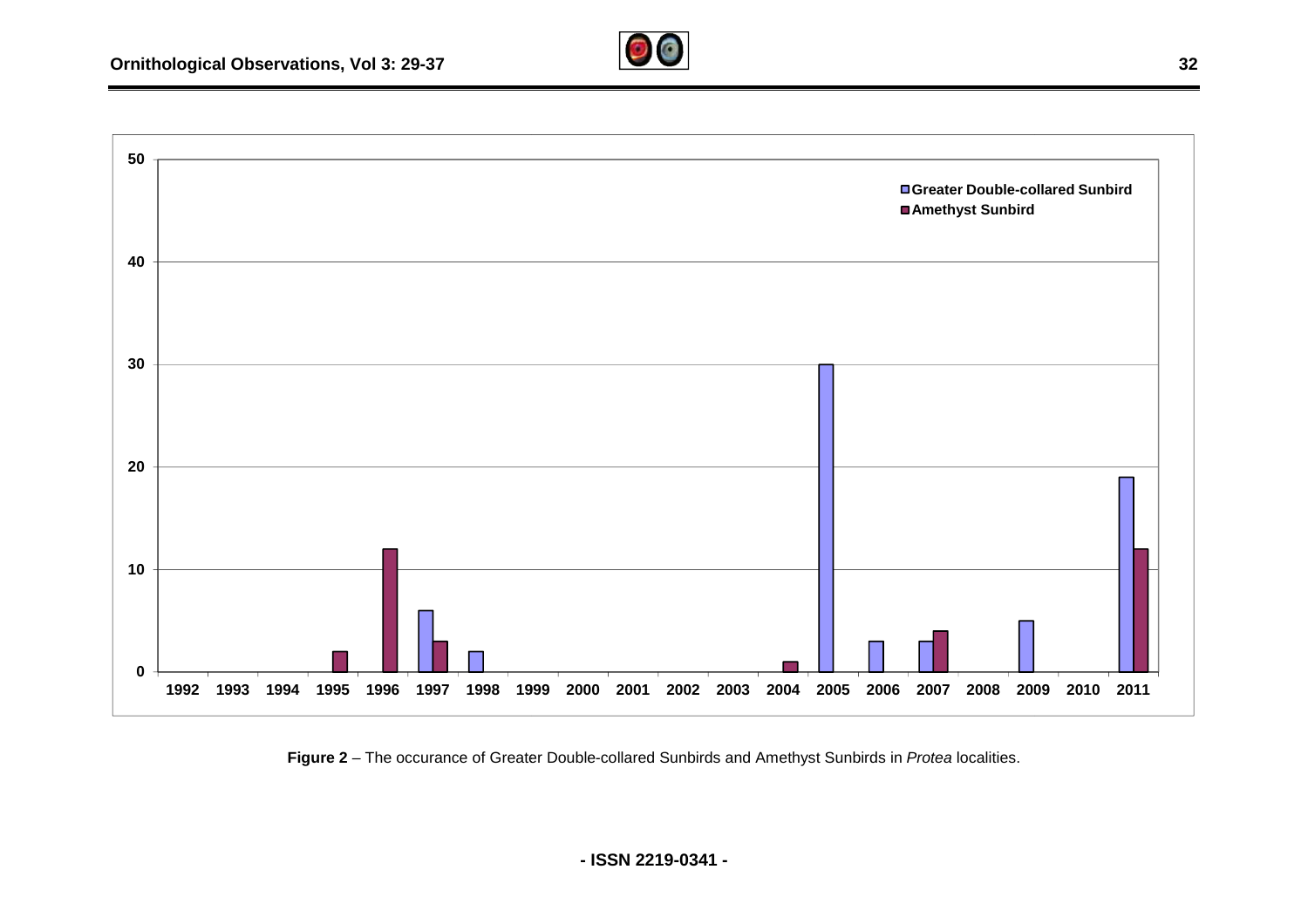**Figure 2** – The occurance of Greater Double-collared Sunbirds and Amethyst Sunbirds in *Protea* localities.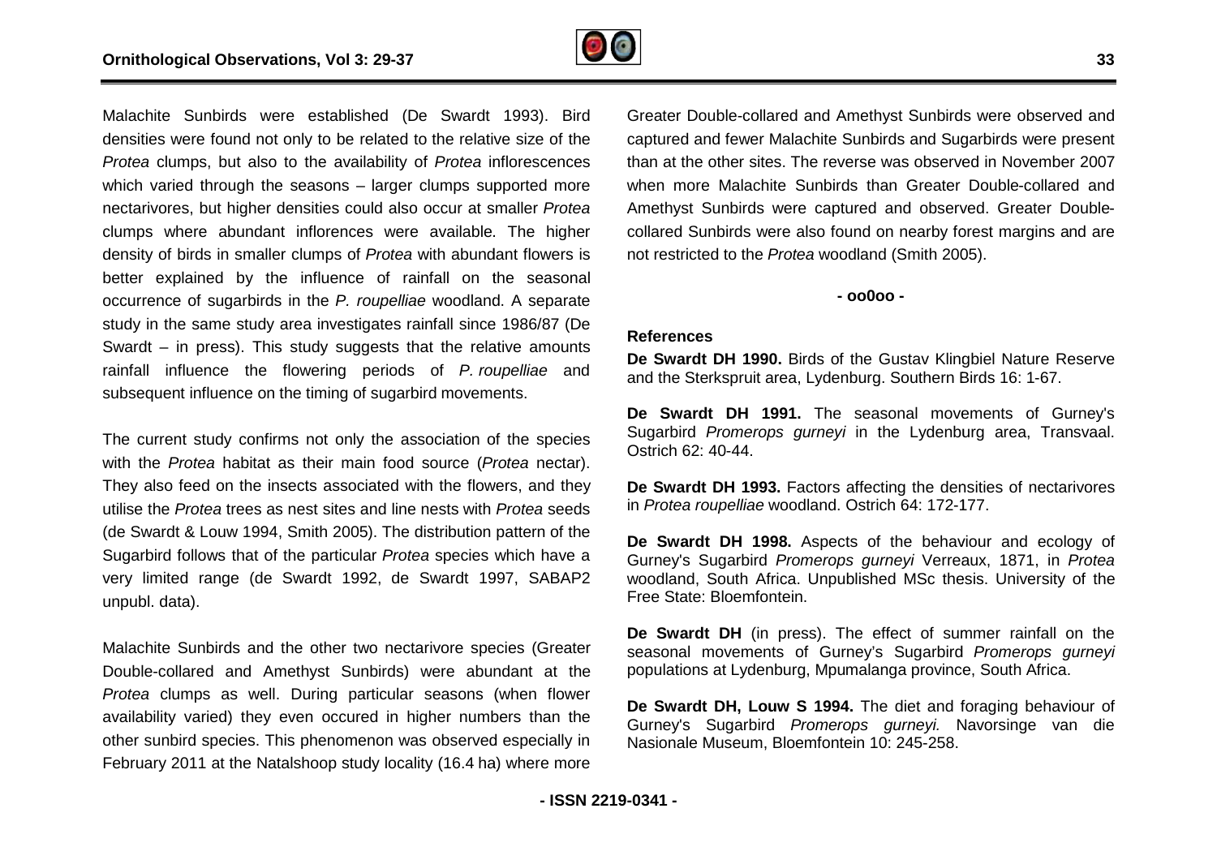Malachite Sunbirds were established (De Swardt 1993). Bird densities were found not only to be related to the relative size of the *Protea* clumps, but also to the availability of *Protea* inflorescences which varied through the seasons – larger clumps supported more nectarivores, but higher densities could also occur at smaller *Protea* clumps where abundant inflorences were available. The higher density of birds in smaller clumps of *Protea* with abundant flowers is better explained by the influence of rainfall on the seasonal occurrence of sugarbirds in the *P. roupelliae* woodland. A separate study in the same study area investigates rainfall since 1986/87 (De Swardt – in press). This study suggests that the relative amounts rainfall influence the flowering periods of *P. roupelliae* and subsequent influence on the timing of sugarbird movements.

The current study confirms not only the association of the species with the *Protea* habitat as their main food source (*Protea* nectar). They also feed on the insects associated with the flowers, and they utilise the *Protea* trees as nest sites and line nests with *Protea* seeds (de Swardt & Louw 1994, Smith 2005). The distribution pattern of the Sugarbird follows that of the particular *Protea* species which have a very limited range (de Swardt 1992, de Swardt 1997, SABAP2 unpubl. data).

Malachite Sunbirds and the other two nectarivore species (Greater Double-collared and Amethyst Sunbirds) were abundant at the *Protea* clumps as well. During particular seasons (when flower availability varied) they even occured in higher numbers than the other sunbird species. This phenomenon was observed especially in February 2011 at the Natalshoop study locality (16.4 ha) where more Greater Double-collared and Amethyst Sunbirds were observed and captured and fewer Malachite Sunbirds and Sugarbirds were present than at the other sites. The reverse was observed in November 2007 when more Malachite Sunbirds than Greater Double-collared and Amethyst Sunbirds were captured and observed. Greater Double-collared Sunbirds were also found on nearby forest margins and are not restricted to the *Protea* woodland (Smith 2005).

**- oo0oo -**

## References

**De Swardt DH 1990.** Birds of the Gustav Klingbiel Nature Reserve and the Sterkspruit area, Lydenburg. Southern Birds 16: 1-67.

**De Swardt DH 1991.** The seasonal movements of Gurney's Sugarbird *Promerops gurneyi* in the Lydenburg area, Transvaal. Ostrich 62: 40-44.

**De Swardt DH 1993.** Factors affecting the densities of nectarivores in *Protea roupelliae* woodland. Ostrich 64: 172-177.

**De Swardt DH 1998.** Aspects of the behaviour and ecology of Gurney's Sugarbird *Promerops gurneyi* Verreaux, 1871, in *Protea* woodland, South Africa. Unpublished MSc thesis. University of the Free State: Bloemfontein.

**De Swardt DH** (in press). The effect of summer rainfall on the seasonal movements of Gurney's Sugarbird *Promerops gurneyi* populations at Lydenburg, Mpumalanga province, South Africa.

**De Swardt DH, Louw S 1994.** The diet and foraging behaviour of Gurney's Sugarbird *Promerops gurneyi.* Navorsinge van die Nasionale Museum, Bloemfontein 10: 245-258.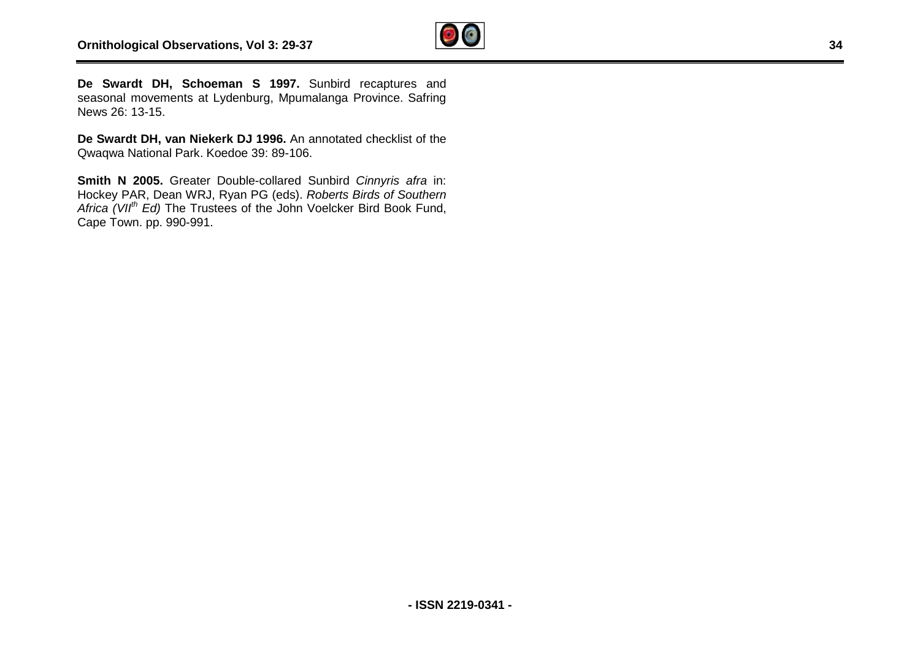**De Swardt DH, Schoeman S 1997.** Sunbird recaptures and seasonal movements at Lydenburg, Mpumalanga Province. Safring News 26: 13-15.

**De Swardt DH, van Niekerk DJ 1996.** An annotated checklist of the Qwaqwa National Park. Koedoe 39: 89-106.

**Smith N 2005.** Greater Double-collared Sunbird *Cinnyris afra* in: Hockey PAR, Dean WRJ, Ryan PG (eds). *Roberts Birds of Southern Africa (VII$^{th}$ Ed)* The Trustees of the John Voelcker Bird Book Fund, Cape Town. pp. 990-991.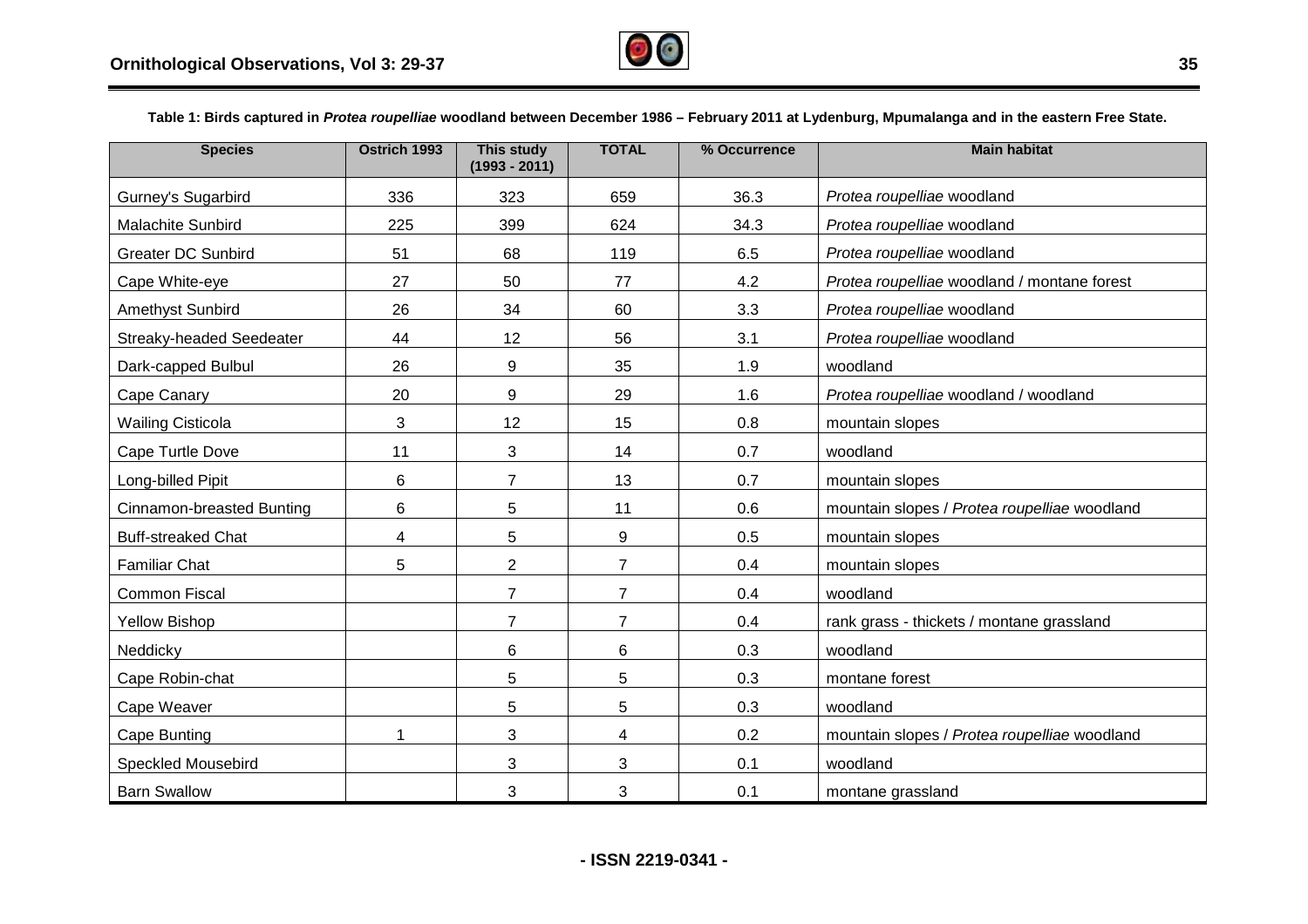**Table 1: Birds captured in *Protea roupelliae* woodland between December 1986 – February 2011 at Lydenburg, Mpumalanga and in the eastern Free State.**

| Species | Ostrich 1993 | This study (1993 - 2011) | TOTAL | % Occurrence | Main habitat |
|---|---|---|---|---|---|
| Gurney's Sugarbird | 336 | 323 | 659 | 36.3 | *Protea roupelliae* woodland |
| Malachite Sunbird | 225 | 399 | 624 | 34.3 | *Protea roupelliae* woodland |
| Greater DC Sunbird | 51 | 68 | 119 | 6.5 | *Protea roupelliae* woodland |
| Cape White-eye | 27 | 50 | 77 | 4.2 | *Protea roupelliae* woodland / montane forest |
| Amethyst Sunbird | 26 | 34 | 60 | 3.3 | *Protea roupelliae* woodland |
| Streaky-headed Seedeater | 44 | 12 | 56 | 3.1 | *Protea roupelliae* woodland |
| Dark-capped Bulbul | 26 | 9 | 35 | 1.9 | woodland |
| Cape Canary | 20 | 9 | 29 | 1.6 | *Protea roupelliae* woodland / woodland |
| Wailing Cisticola | 3 | 12 | 15 | 0.8 | mountain slopes |
| Cape Turtle Dove | 11 | 3 | 14 | 0.7 | woodland |
| Long-billed Pipit | 6 | 7 | 13 | 0.7 | mountain slopes |
| Cinnamon-breasted Bunting | 6 | 5 | 11 | 0.6 | mountain slopes / *Protea roupelliae* woodland |
| Buff-streaked Chat | 4 | 5 | 9 | 0.5 | mountain slopes |
| Familiar Chat | 5 | 2 | 7 | 0.4 | mountain slopes |
| Common Fiscal | | 7 | 7 | 0.4 | woodland |
| Yellow Bishop | | 7 | 7 | 0.4 | rank grass - thickets / montane grassland |
| Neddicky | | 6 | 6 | 0.3 | woodland |
| Cape Robin-chat | | 5 | 5 | 0.3 | montane forest |
| Cape Weaver | | 5 | 5 | 0.3 | woodland |
| Cape Bunting | 1 | 3 | 4 | 0.2 | mountain slopes / *Protea roupelliae* woodland |
| Speckled Mousebird | | 3 | 3 | 0.1 | woodland |
| Barn Swallow | | 3 | 3 | 0.1 | montane grassland |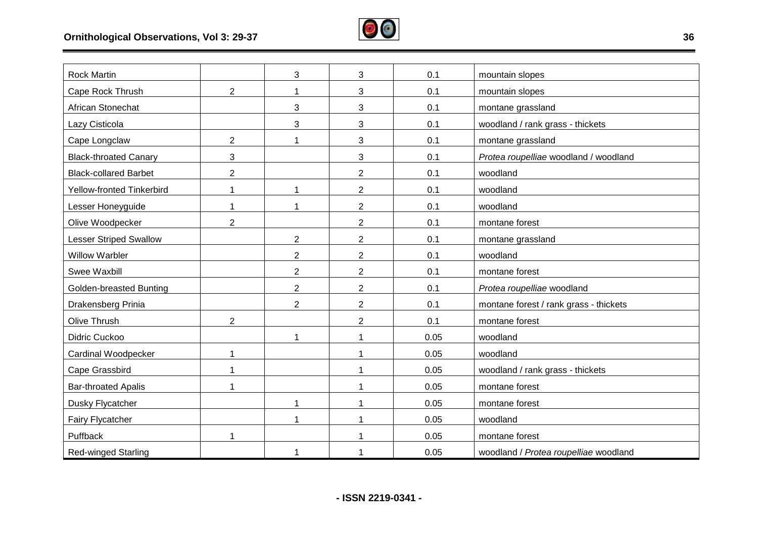| | | | | | |
|---|---|---|---|---|---|
| Rock Martin | | 3 | 3 | 0.1 | mountain slopes |
| Cape Rock Thrush | 2 | 1 | 3 | 0.1 | mountain slopes |
| African Stonechat | | 3 | 3 | 0.1 | montane grassland |
| Lazy Cisticola | | 3 | 3 | 0.1 | woodland / rank grass - thickets |
| Cape Longclaw | 2 | 1 | 3 | 0.1 | montane grassland |
| Black-throated Canary | 3 | | 3 | 0.1 | *Protea roupelliae* woodland / woodland |
| Black-collared Barbet | 2 | | 2 | 0.1 | woodland |
| Yellow-fronted Tinkerbird | 1 | 1 | 2 | 0.1 | woodland |
| Lesser Honeyguide | 1 | 1 | 2 | 0.1 | woodland |
| Olive Woodpecker | 2 | | 2 | 0.1 | montane forest |
| Lesser Striped Swallow | | 2 | 2 | 0.1 | montane grassland |
| Willow Warbler | | 2 | 2 | 0.1 | woodland |
| Swee Waxbill | | 2 | 2 | 0.1 | montane forest |
| Golden-breasted Bunting | | 2 | 2 | 0.1 | *Protea roupelliae* woodland |
| Drakensberg Prinia | | 2 | 2 | 0.1 | montane forest / rank grass - thickets |
| Olive Thrush | 2 | | 2 | 0.1 | montane forest |
| Didric Cuckoo | | 1 | 1 | 0.05 | woodland |
| Cardinal Woodpecker | 1 | | 1 | 0.05 | woodland |
| Cape Grassbird | 1 | | 1 | 0.05 | woodland / rank grass - thickets |
| Bar-throated Apalis | 1 | | 1 | 0.05 | montane forest |
| Dusky Flycatcher | | 1 | 1 | 0.05 | montane forest |
| Fairy Flycatcher | | 1 | 1 | 0.05 | woodland |
| Puffback | 1 | | 1 | 0.05 | montane forest |
| Red-winged Starling | | 1 | 1 | 0.05 | woodland / *Protea roupelliae* woodland |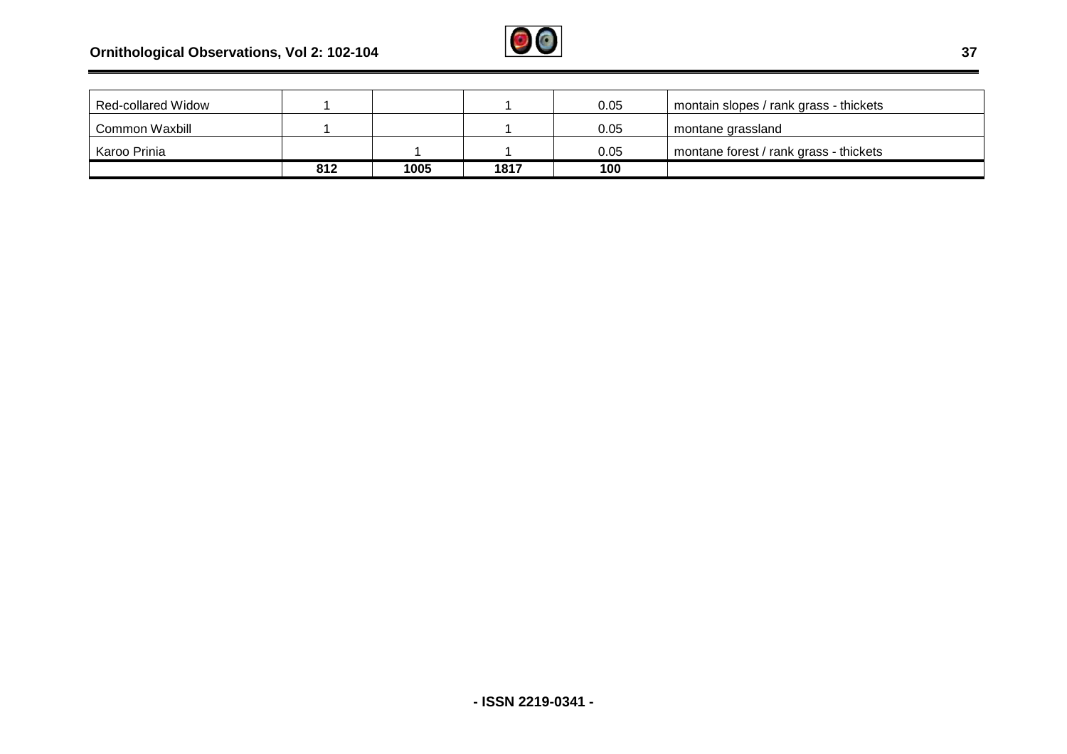| | | | | | |
|---|---|---|---|---|---|
| Red-collared Widow | 1 | | 1 | 0.05 | montain slopes / rank grass - thickets |
| Common Waxbill | 1 | | 1 | 0.05 | montane grassland |
| Karoo Prinia | | 1 | 1 | 0.05 | montane forest / rank grass - thickets |
| | **812** | **1005** | **1817** | **100** | |